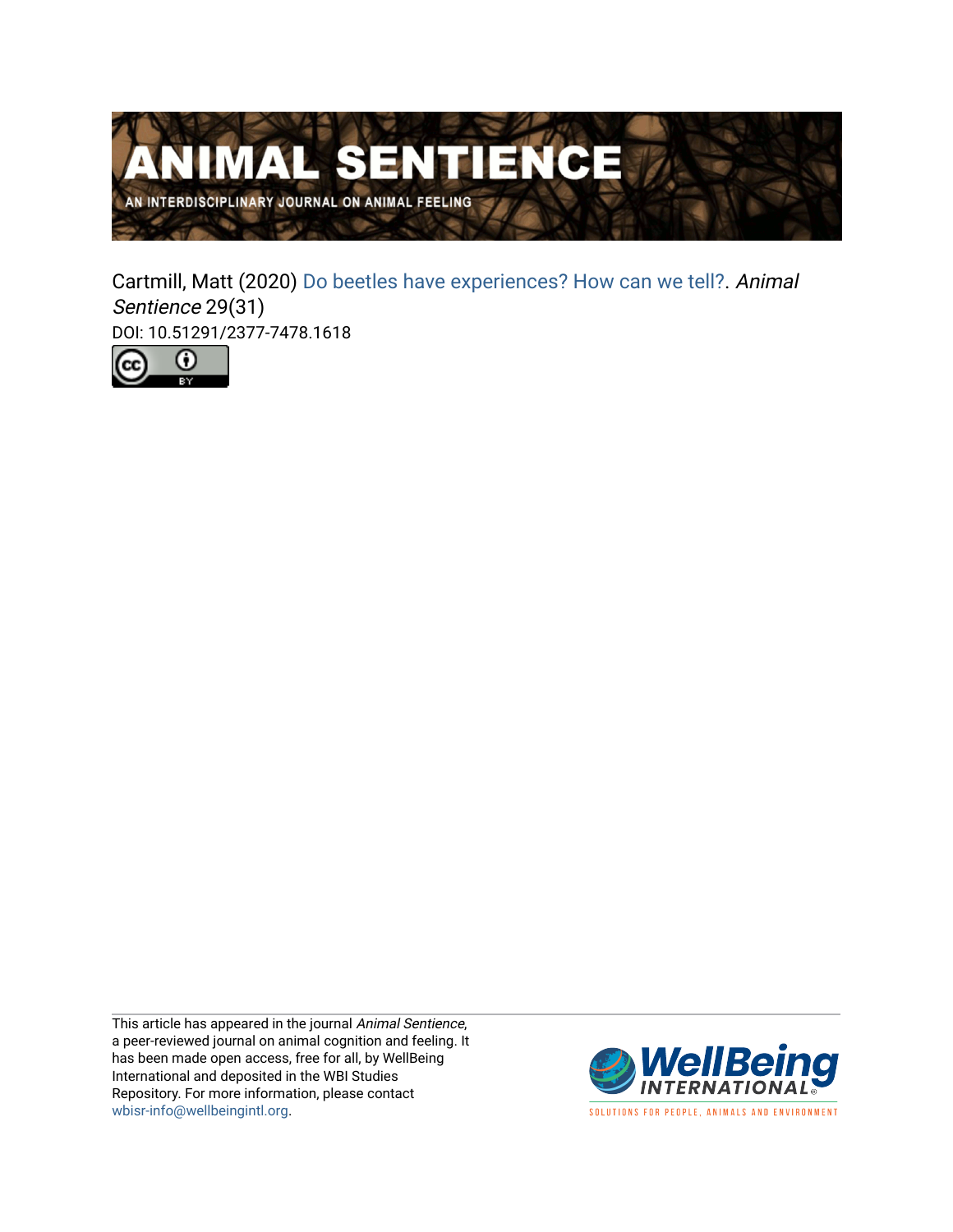# ANIMAL SENTIENCE

AN INTERDISCIPLINARY JOURNAL ON ANIMAL FEELING

Cartmill, Matt (2020) Do beetles have experiences? How can we tell?. *Animal Sentience* 29(31)

DOI: 10.51291/2377-7478.1618

This article has appeared in the journal *Animal Sentience*, a peer-reviewed journal on animal cognition and feeling. It has been made open access, free for all, by WellBeing International and deposited in the WBI Studies Repository. For more information, please contact wbisr-info@wellbeingintl.org.

WellBeing INTERNATIONAL

SOLUTIONS FOR PEOPLE, ANIMALS AND ENVIRONMENT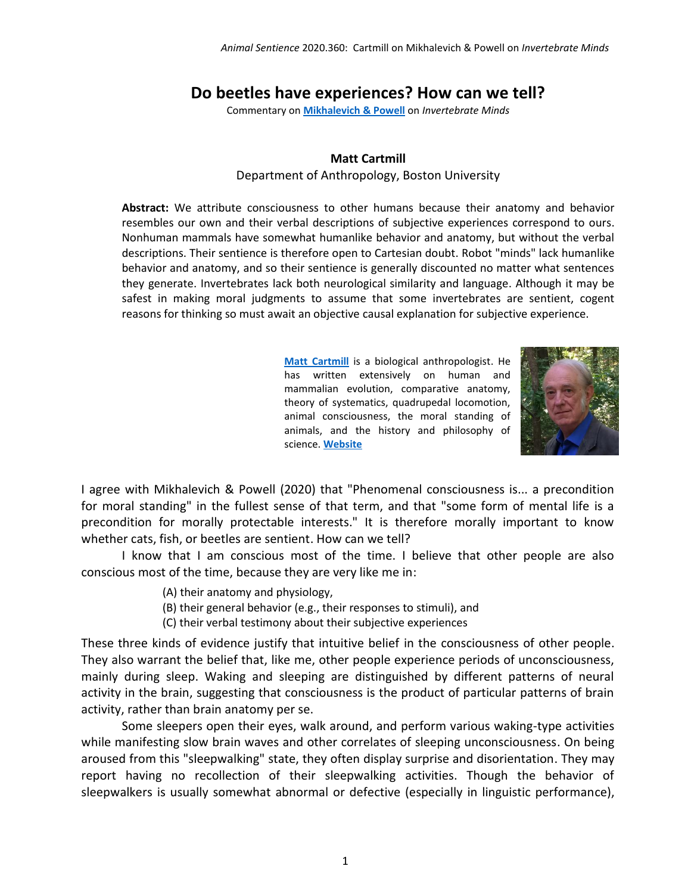# Do beetles have experiences? How can we tell?

Commentary on **Mikhalevich & Powell** on *Invertebrate Minds*

**Matt Cartmill**

Department of Anthropology, Boston University

**Abstract:** We attribute consciousness to other humans because their anatomy and behavior resembles our own and their verbal descriptions of subjective experiences correspond to ours. Nonhuman mammals have somewhat humanlike behavior and anatomy, but without the verbal descriptions. Their sentience is therefore open to Cartesian doubt. Robot "minds" lack humanlike behavior and anatomy, and so their sentience is generally discounted no matter what sentences they generate. Invertebrates lack both neurological similarity and language. Although it may be safest in making moral judgments to assume that some invertebrates are sentient, cogent reasons for thinking so must await an objective causal explanation for subjective experience.

**Matt Cartmill** is a biological anthropologist. He has written extensively on human and mammalian evolution, comparative anatomy, theory of systematics, quadrupedal locomotion, animal consciousness, the moral standing of animals, and the history and philosophy of science. **Website**

I agree with Mikhalevich & Powell (2020) that "Phenomenal consciousness is... a precondition for moral standing" in the fullest sense of that term, and that "some form of mental life is a precondition for morally protectable interests." It is therefore morally important to know whether cats, fish, or beetles are sentient. How can we tell?

I know that I am conscious most of the time. I believe that other people are also conscious most of the time, because they are very like me in:

(A) their anatomy and physiology,
(B) their general behavior (e.g., their responses to stimuli), and
(C) their verbal testimony about their subjective experiences

These three kinds of evidence justify that intuitive belief in the consciousness of other people. They also warrant the belief that, like me, other people experience periods of unconsciousness, mainly during sleep. Waking and sleeping are distinguished by different patterns of neural activity in the brain, suggesting that consciousness is the product of particular patterns of brain activity, rather than brain anatomy per se.

Some sleepers open their eyes, walk around, and perform various waking-type activities while manifesting slow brain waves and other correlates of sleeping unconsciousness. On being aroused from this "sleepwalking" state, they often display surprise and disorientation. They may report having no recollection of their sleepwalking activities. Though the behavior of sleepwalkers is usually somewhat abnormal or defective (especially in linguistic performance),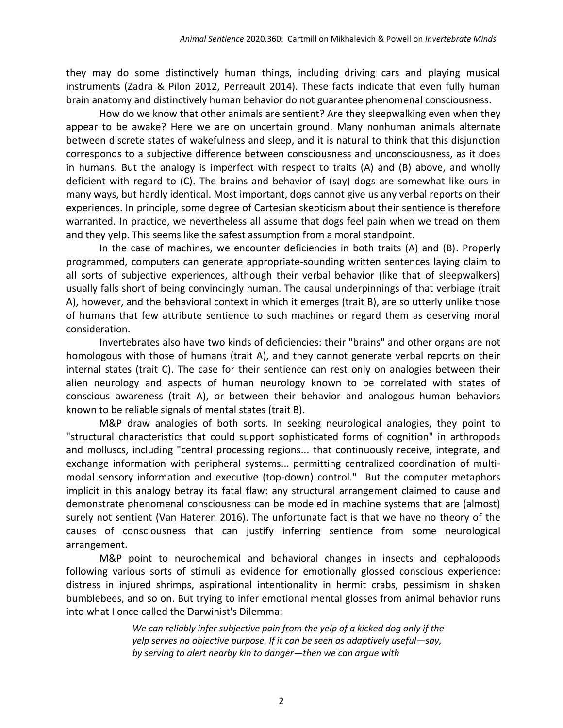they may do some distinctively human things, including driving cars and playing musical instruments (Zadra & Pilon 2012, Perreault 2014). These facts indicate that even fully human brain anatomy and distinctively human behavior do not guarantee phenomenal consciousness.

How do we know that other animals are sentient? Are they sleepwalking even when they appear to be awake? Here we are on uncertain ground. Many nonhuman animals alternate between discrete states of wakefulness and sleep, and it is natural to think that this disjunction corresponds to a subjective difference between consciousness and unconsciousness, as it does in humans. But the analogy is imperfect with respect to traits (A) and (B) above, and wholly deficient with regard to (C). The brains and behavior of (say) dogs are somewhat like ours in many ways, but hardly identical. Most important, dogs cannot give us any verbal reports on their experiences. In principle, some degree of Cartesian skepticism about their sentience is therefore warranted. In practice, we nevertheless all assume that dogs feel pain when we tread on them and they yelp. This seems like the safest assumption from a moral standpoint.

In the case of machines, we encounter deficiencies in both traits (A) and (B). Properly programmed, computers can generate appropriate-sounding written sentences laying claim to all sorts of subjective experiences, although their verbal behavior (like that of sleepwalkers) usually falls short of being convincingly human. The causal underpinnings of that verbiage (trait A), however, and the behavioral context in which it emerges (trait B), are so utterly unlike those of humans that few attribute sentience to such machines or regard them as deserving moral consideration.

Invertebrates also have two kinds of deficiencies: their "brains" and other organs are not homologous with those of humans (trait A), and they cannot generate verbal reports on their internal states (trait C). The case for their sentience can rest only on analogies between their alien neurology and aspects of human neurology known to be correlated with states of conscious awareness (trait A), or between their behavior and analogous human behaviors known to be reliable signals of mental states (trait B).

M&P draw analogies of both sorts. In seeking neurological analogies, they point to "structural characteristics that could support sophisticated forms of cognition" in arthropods and molluscs, including "central processing regions... that continuously receive, integrate, and exchange information with peripheral systems... permitting centralized coordination of multi-modal sensory information and executive (top-down) control." But the computer metaphors implicit in this analogy betray its fatal flaw: any structural arrangement claimed to cause and demonstrate phenomenal consciousness can be modeled in machine systems that are (almost) surely not sentient (Van Hateren 2016). The unfortunate fact is that we have no theory of the causes of consciousness that can justify inferring sentience from some neurological arrangement.

M&P point to neurochemical and behavioral changes in insects and cephalopods following various sorts of stimuli as evidence for emotionally glossed conscious experience: distress in injured shrimps, aspirational intentionality in hermit crabs, pessimism in shaken bumblebees, and so on. But trying to infer emotional mental glosses from animal behavior runs into what I once called the Darwinist's Dilemma:

> *We can reliably infer subjective pain from the yelp of a kicked dog only if the yelp serves no objective purpose. If it can be seen as adaptively useful—say, by serving to alert nearby kin to danger—then we can argue with*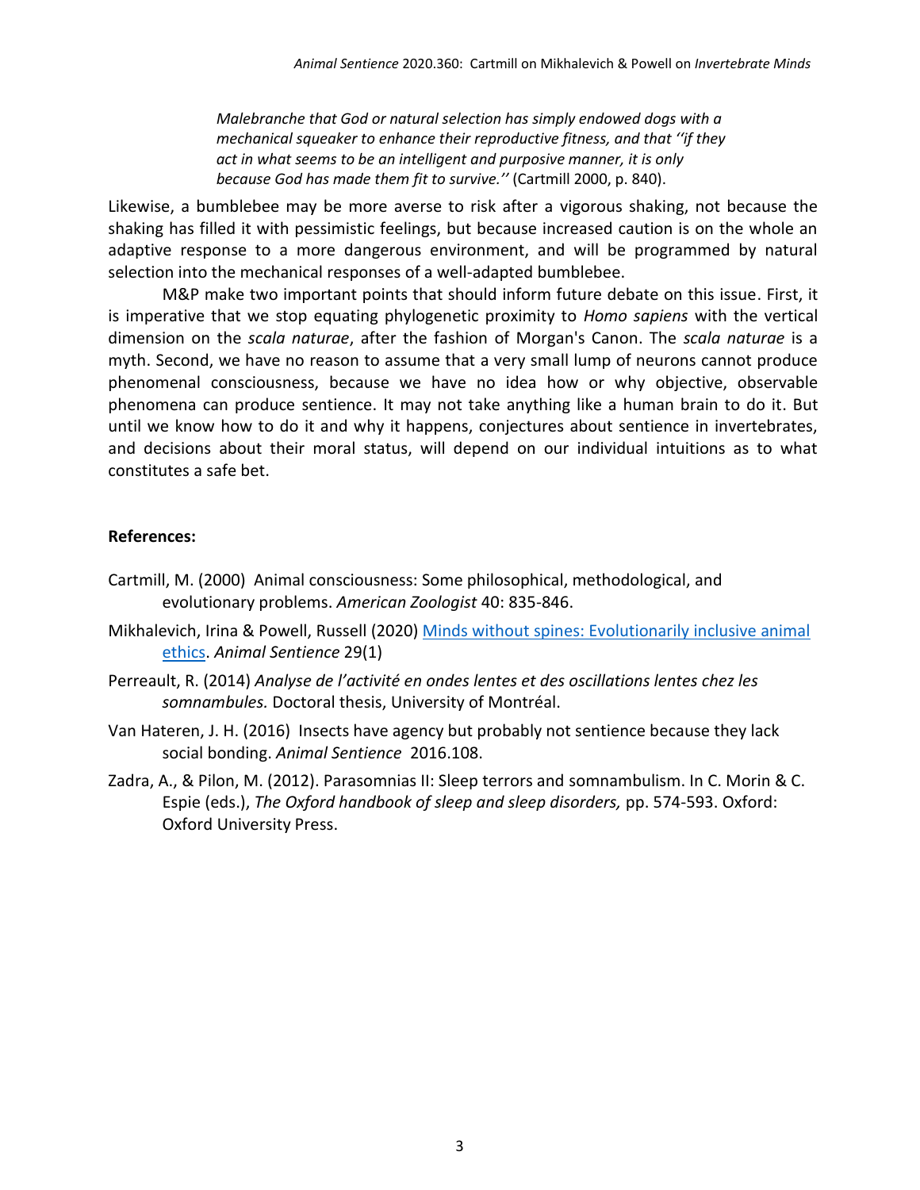> *Malebranche that God or natural selection has simply endowed dogs with a mechanical squeaker to enhance their reproductive fitness, and that ''if they act in what seems to be an intelligent and purposive manner, it is only because God has made them fit to survive.''* (Cartmill 2000, p. 840).

Likewise, a bumblebee may be more averse to risk after a vigorous shaking, not because the shaking has filled it with pessimistic feelings, but because increased caution is on the whole an adaptive response to a more dangerous environment, and will be programmed by natural selection into the mechanical responses of a well-adapted bumblebee.

M&P make two important points that should inform future debate on this issue. First, it is imperative that we stop equating phylogenetic proximity to *Homo sapiens* with the vertical dimension on the *scala naturae*, after the fashion of Morgan's Canon. The *scala naturae* is a myth. Second, we have no reason to assume that a very small lump of neurons cannot produce phenomenal consciousness, because we have no idea how or why objective, observable phenomena can produce sentience. It may not take anything like a human brain to do it. But until we know how to do it and why it happens, conjectures about sentience in invertebrates, and decisions about their moral status, will depend on our individual intuitions as to what constitutes a safe bet.

**References:**

Cartmill, M. (2000) Animal consciousness: Some philosophical, methodological, and evolutionary problems. *American Zoologist* 40: 835-846.

Mikhalevich, Irina & Powell, Russell (2020) [Minds without spines: Evolutionarily inclusive animal ethics](). *Animal Sentience* 29(1)

Perreault, R. (2014) *Analyse de l'activité en ondes lentes et des oscillations lentes chez les somnambules.* Doctoral thesis, University of Montréal.

Van Hateren, J. H. (2016) Insects have agency but probably not sentience because they lack social bonding. *Animal Sentience* 2016.108.

Zadra, A., & Pilon, M. (2012). Parasomnias II: Sleep terrors and somnambulism. In C. Morin & C. Espie (eds.), *The Oxford handbook of sleep and sleep disorders,* pp. 574-593. Oxford: Oxford University Press.